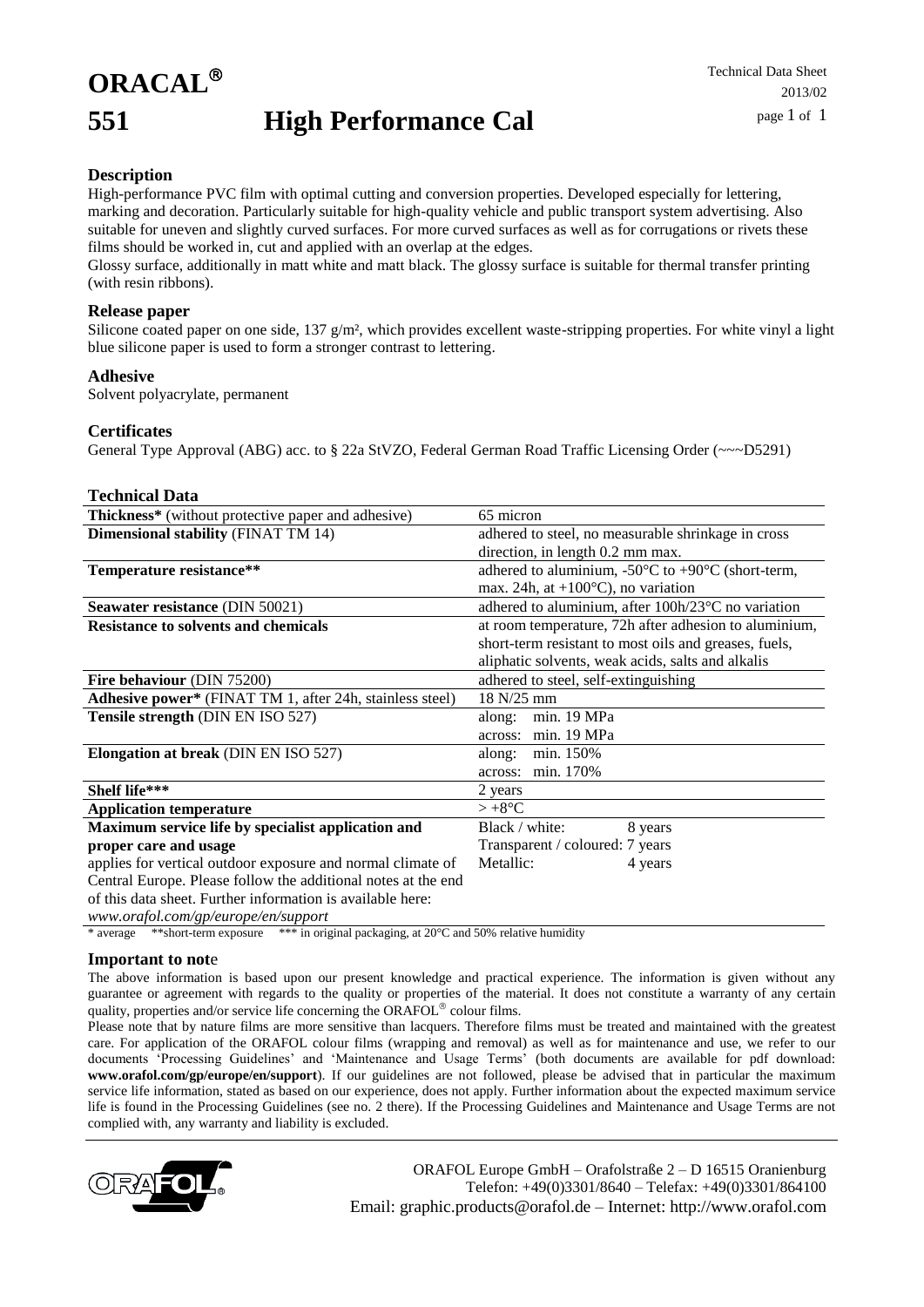# ORACAL®

# 551 High Performance Cal

Technical Data Sheet
2013/02

## Description

High-performance PVC film with optimal cutting and conversion properties. Developed especially for lettering, marking and decoration. Particularly suitable for high-quality vehicle and public transport system advertising. Also suitable for uneven and slightly curved surfaces. For more curved surfaces as well as for corrugations or rivets these films should be worked in, cut and applied with an overlap at the edges.

Glossy surface, additionally in matt white and matt black. The glossy surface is suitable for thermal transfer printing (with resin ribbons).

## Release paper

Silicone coated paper on one side, 137 g/m², which provides excellent waste-stripping properties. For white vinyl a light blue silicone paper is used to form a stronger contrast to lettering.

## Adhesive

Solvent polyacrylate, permanent

## Certificates

General Type Approval (ABG) acc. to § 22a StVZO, Federal German Road Traffic Licensing Order (~~~D5291)

## Technical Data

| | |
|---|---|
| **Thickness*** (without protective paper and adhesive) | 65 micron |
| **Dimensional stability** (FINAT TM 14) | adhered to steel, no measurable shrinkage in cross direction, in length 0.2 mm max. |
| **Temperature resistance**** | adhered to aluminium, -50°C to +90°C (short-term, max. 24h, at +100°C), no variation |
| **Seawater resistance** (DIN 50021) | adhered to aluminium, after 100h/23°C no variation |
| **Resistance to solvents and chemicals** | at room temperature, 72h after adhesion to aluminium, short-term resistant to most oils and greases, fuels, aliphatic solvents, weak acids, salts and alkalis |
| **Fire behaviour** (DIN 75200) | adhered to steel, self-extinguishing |
| **Adhesive power*** (FINAT TM 1, after 24h, stainless steel) | 18 N/25 mm |
| **Tensile strength** (DIN EN ISO 527) | along: min. 19 MPa<br>across: min. 19 MPa |
| **Elongation at break** (DIN EN ISO 527) | along: min. 150%<br>across: min. 170% |
| **Shelf life***** | 2 years |
| **Application temperature** | > +8°C |
| **Maximum service life by specialist application and proper care and usage**<br>applies for vertical outdoor exposure and normal climate of Central Europe. Please follow the additional notes at the end of this data sheet. Further information is available here:<br>*www.orafol.com/gp/europe/en/support* | Black / white: 8 years<br>Transparent / coloured: 7 years<br>Metallic: 4 years |

\* average   **short-term exposure   *** in original packaging, at 20°C and 50% relative humidity

## Important to note

The above information is based upon our present knowledge and practical experience. The information is given without any guarantee or agreement with regards to the quality or properties of the material. It does not constitute a warranty of any certain quality, properties and/or service life concerning the ORAFOL® colour films.

Please note that by nature films are more sensitive than lacquers. Therefore films must be treated and maintained with the greatest care. For application of the ORAFOL colour films (wrapping and removal) as well as for maintenance and use, we refer to our documents 'Processing Guidelines' and 'Maintenance and Usage Terms' (both documents are available for pdf download: **www.orafol.com/gp/europe/en/support**). If our guidelines are not followed, please be advised that in particular the maximum service life information, stated as based on our experience, does not apply. Further information about the expected maximum service life is found in the Processing Guidelines (see no. 2 there). If the Processing Guidelines and Maintenance and Usage Terms are not complied with, any warranty and liability is excluded.

ORAFOL Europe GmbH – Orafolstraße 2 – D 16515 Oranienburg
Telefon: +49(0)3301/8640 – Telefax: +49(0)3301/864100
Email: graphic.products@orafol.de – Internet: http://www.orafol.com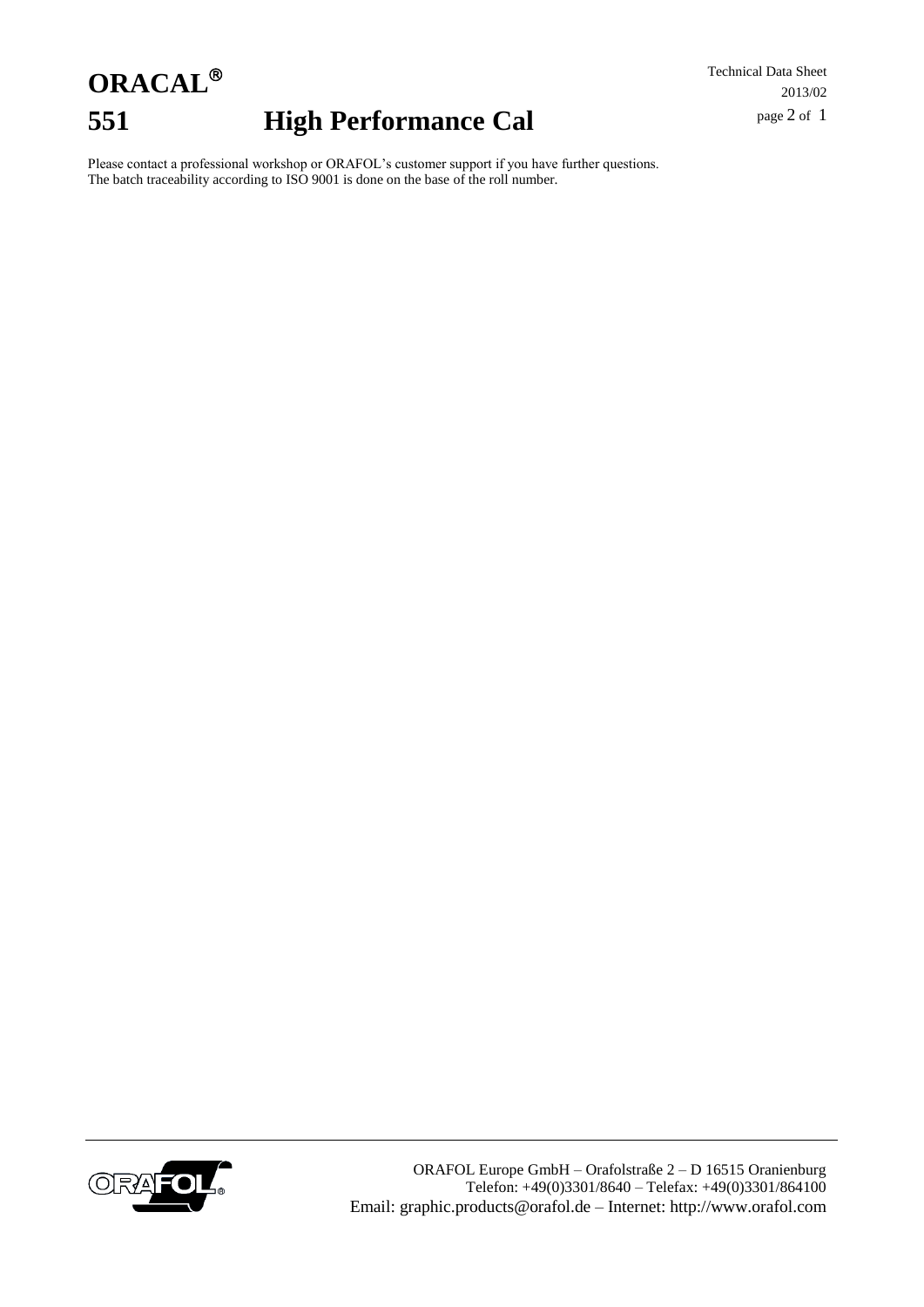Please contact a professional workshop or ORAFOL's customer support if you have further questions.
The batch traceability according to ISO 9001 is done on the base of the roll number.